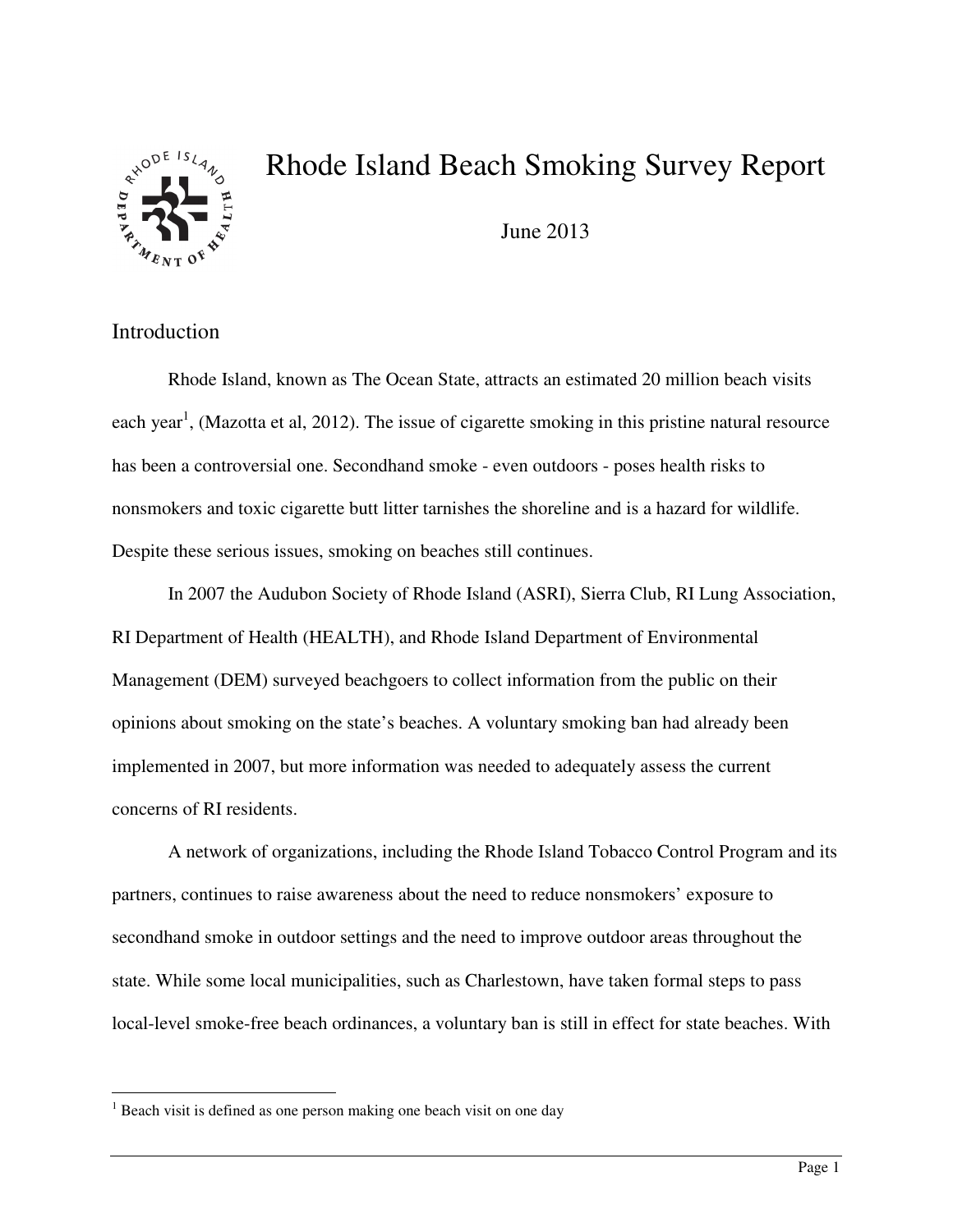# Rhode Island Beach Smoking Survey Report

June 2013

## Introduction

Rhode Island, known as The Ocean State, attracts an estimated 20 million beach visits each year[1], (Mazotta et al, 2012). The issue of cigarette smoking in this pristine natural resource has been a controversial one. Secondhand smoke - even outdoors - poses health risks to nonsmokers and toxic cigarette butt litter tarnishes the shoreline and is a hazard for wildlife. Despite these serious issues, smoking on beaches still continues.

In 2007 the Audubon Society of Rhode Island (ASRI), Sierra Club, RI Lung Association, RI Department of Health (HEALTH), and Rhode Island Department of Environmental Management (DEM) surveyed beachgoers to collect information from the public on their opinions about smoking on the state's beaches. A voluntary smoking ban had already been implemented in 2007, but more information was needed to adequately assess the current concerns of RI residents.

A network of organizations, including the Rhode Island Tobacco Control Program and its partners, continues to raise awareness about the need to reduce nonsmokers' exposure to secondhand smoke in outdoor settings and the need to improve outdoor areas throughout the state. While some local municipalities, such as Charlestown, have taken formal steps to pass local-level smoke-free beach ordinances, a voluntary ban is still in effect for state beaches. With

[1] Beach visit is defined as one person making one beach visit on one day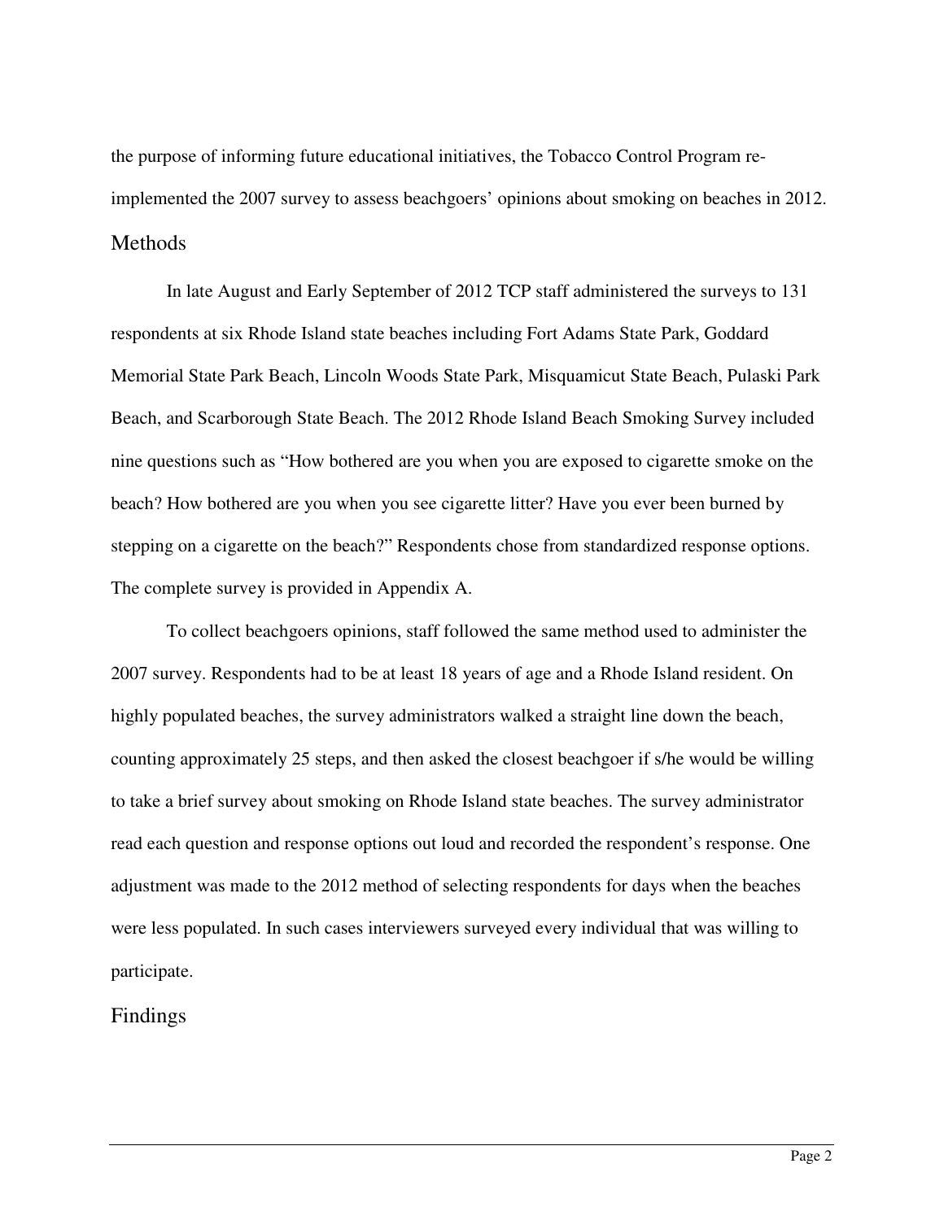the purpose of informing future educational initiatives, the Tobacco Control Program re-implemented the 2007 survey to assess beachgoers' opinions about smoking on beaches in 2012.

## Methods

In late August and Early September of 2012 TCP staff administered the surveys to 131 respondents at six Rhode Island state beaches including Fort Adams State Park, Goddard Memorial State Park Beach, Lincoln Woods State Park, Misquamicut State Beach, Pulaski Park Beach, and Scarborough State Beach. The 2012 Rhode Island Beach Smoking Survey included nine questions such as "How bothered are you when you are exposed to cigarette smoke on the beach? How bothered are you when you see cigarette litter? Have you ever been burned by stepping on a cigarette on the beach?" Respondents chose from standardized response options. The complete survey is provided in Appendix A.

To collect beachgoers opinions, staff followed the same method used to administer the 2007 survey. Respondents had to be at least 18 years of age and a Rhode Island resident. On highly populated beaches, the survey administrators walked a straight line down the beach, counting approximately 25 steps, and then asked the closest beachgoer if s/he would be willing to take a brief survey about smoking on Rhode Island state beaches. The survey administrator read each question and response options out loud and recorded the respondent's response. One adjustment was made to the 2012 method of selecting respondents for days when the beaches were less populated. In such cases interviewers surveyed every individual that was willing to participate.

## Findings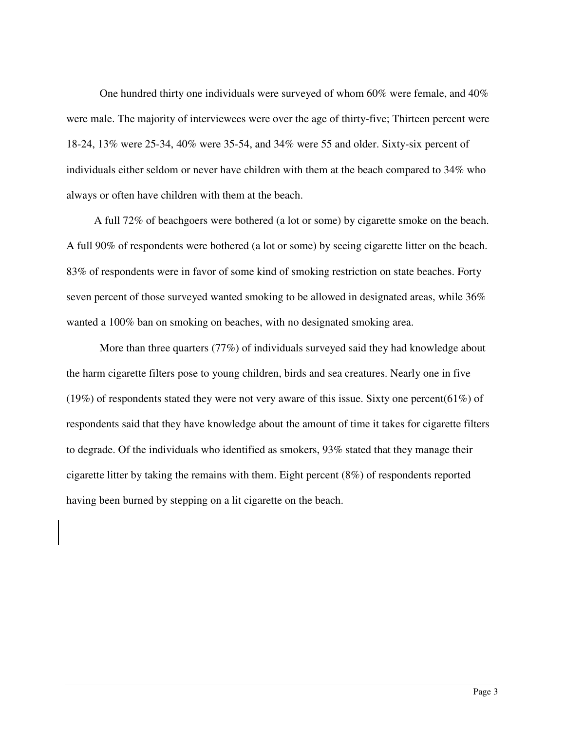One hundred thirty one individuals were surveyed of whom 60% were female, and 40% were male. The majority of interviewees were over the age of thirty-five; Thirteen percent were 18-24, 13% were 25-34, 40% were 35-54, and 34% were 55 and older. Sixty-six percent of individuals either seldom or never have children with them at the beach compared to 34% who always or often have children with them at the beach.

A full 72% of beachgoers were bothered (a lot or some) by cigarette smoke on the beach. A full 90% of respondents were bothered (a lot or some) by seeing cigarette litter on the beach. 83% of respondents were in favor of some kind of smoking restriction on state beaches. Forty seven percent of those surveyed wanted smoking to be allowed in designated areas, while 36% wanted a 100% ban on smoking on beaches, with no designated smoking area.

More than three quarters (77%) of individuals surveyed said they had knowledge about the harm cigarette filters pose to young children, birds and sea creatures. Nearly one in five (19%) of respondents stated they were not very aware of this issue. Sixty one percent(61%) of respondents said that they have knowledge about the amount of time it takes for cigarette filters to degrade. Of the individuals who identified as smokers, 93% stated that they manage their cigarette litter by taking the remains with them. Eight percent (8%) of respondents reported having been burned by stepping on a lit cigarette on the beach.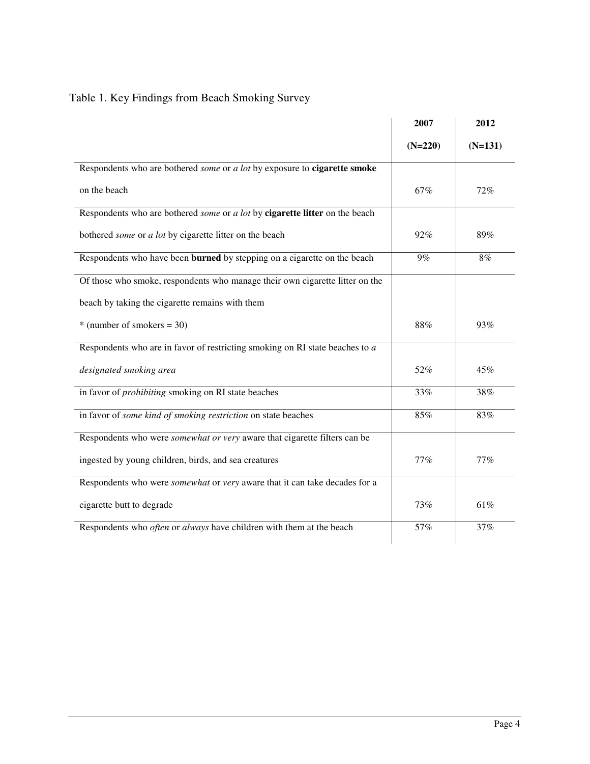Table 1. Key Findings from Beach Smoking Survey

| | 2007 (N=220) | 2012 (N=131) |
|---|---|---|
| Respondents who are bothered *some* or *a lot* by exposure to **cigarette smoke** on the beach | 67% | 72% |
| Respondents who are bothered *some* or *a lot* by **cigarette litter** on the beach bothered *some* or *a lot* by cigarette litter on the beach | 92% | 89% |
| Respondents who have been **burned** by stepping on a cigarette on the beach | 9% | 8% |
| Of those who smoke, respondents who manage their own cigarette litter on the beach by taking the cigarette remains with them * (number of smokers = 30) | 88% | 93% |
| Respondents who are in favor of restricting smoking on RI state beaches to *a designated smoking area* | 52% | 45% |
| in favor of *prohibiting* smoking on RI state beaches | 33% | 38% |
| in favor of *some kind of smoking restriction* on state beaches | 85% | 83% |
| Respondents who were *somewhat or very* aware that cigarette filters can be ingested by young children, birds, and sea creatures | 77% | 77% |
| Respondents who were *somewhat* or *very* aware that it can take decades for a cigarette butt to degrade | 73% | 61% |
| Respondents who *often* or *always* have children with them at the beach | 57% | 37% |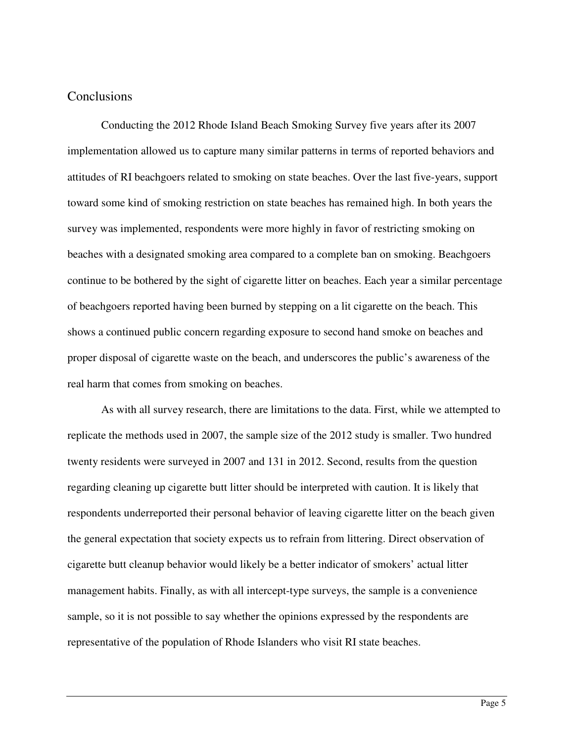## Conclusions

Conducting the 2012 Rhode Island Beach Smoking Survey five years after its 2007 implementation allowed us to capture many similar patterns in terms of reported behaviors and attitudes of RI beachgoers related to smoking on state beaches. Over the last five-years, support toward some kind of smoking restriction on state beaches has remained high. In both years the survey was implemented, respondents were more highly in favor of restricting smoking on beaches with a designated smoking area compared to a complete ban on smoking. Beachgoers continue to be bothered by the sight of cigarette litter on beaches. Each year a similar percentage of beachgoers reported having been burned by stepping on a lit cigarette on the beach. This shows a continued public concern regarding exposure to second hand smoke on beaches and proper disposal of cigarette waste on the beach, and underscores the public's awareness of the real harm that comes from smoking on beaches.

As with all survey research, there are limitations to the data. First, while we attempted to replicate the methods used in 2007, the sample size of the 2012 study is smaller. Two hundred twenty residents were surveyed in 2007 and 131 in 2012. Second, results from the question regarding cleaning up cigarette butt litter should be interpreted with caution. It is likely that respondents underreported their personal behavior of leaving cigarette litter on the beach given the general expectation that society expects us to refrain from littering. Direct observation of cigarette butt cleanup behavior would likely be a better indicator of smokers' actual litter management habits. Finally, as with all intercept-type surveys, the sample is a convenience sample, so it is not possible to say whether the opinions expressed by the respondents are representative of the population of Rhode Islanders who visit RI state beaches.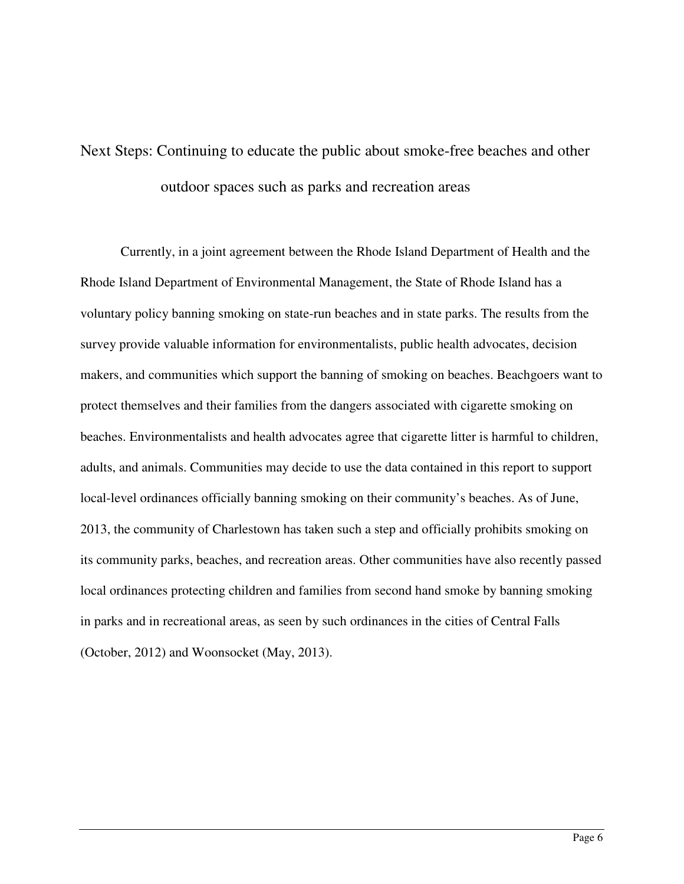## Next Steps: Continuing to educate the public about smoke-free beaches and other outdoor spaces such as parks and recreation areas

Currently, in a joint agreement between the Rhode Island Department of Health and the Rhode Island Department of Environmental Management, the State of Rhode Island has a voluntary policy banning smoking on state-run beaches and in state parks. The results from the survey provide valuable information for environmentalists, public health advocates, decision makers, and communities which support the banning of smoking on beaches. Beachgoers want to protect themselves and their families from the dangers associated with cigarette smoking on beaches. Environmentalists and health advocates agree that cigarette litter is harmful to children, adults, and animals. Communities may decide to use the data contained in this report to support local-level ordinances officially banning smoking on their community's beaches. As of June, 2013, the community of Charlestown has taken such a step and officially prohibits smoking on its community parks, beaches, and recreation areas. Other communities have also recently passed local ordinances protecting children and families from second hand smoke by banning smoking in parks and in recreational areas, as seen by such ordinances in the cities of Central Falls (October, 2012) and Woonsocket (May, 2013).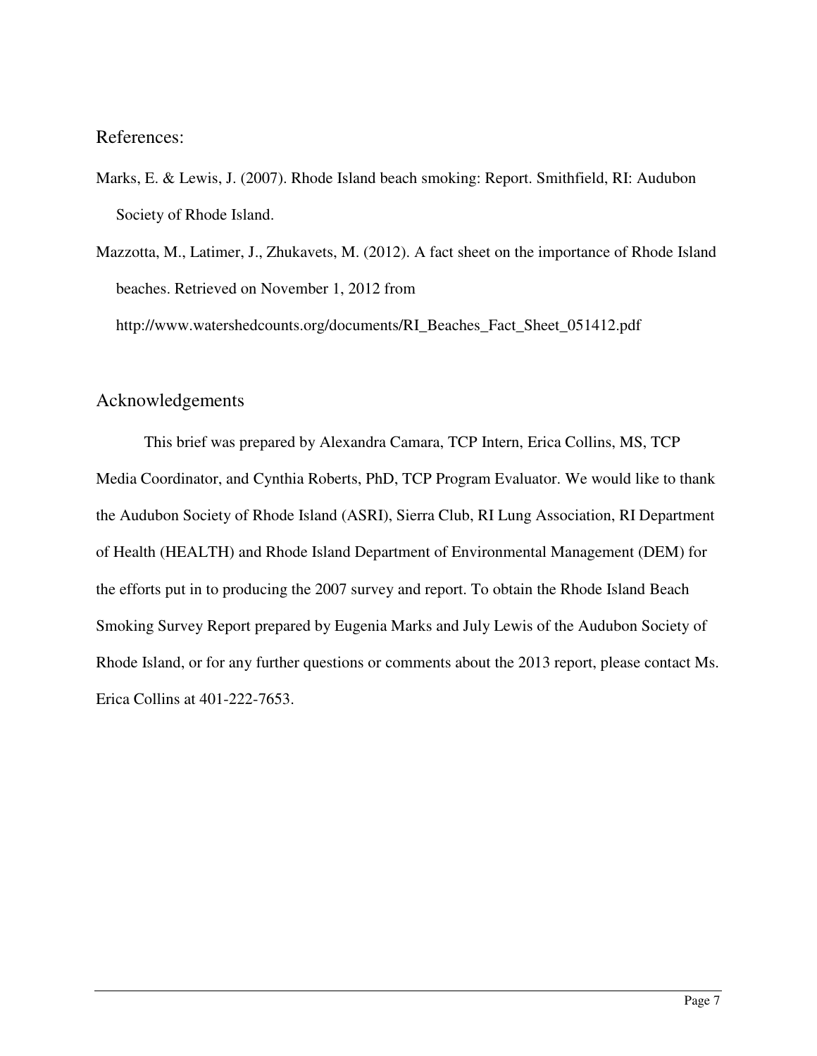## References:

Marks, E. & Lewis, J. (2007). Rhode Island beach smoking: Report. Smithfield, RI: Audubon Society of Rhode Island.

Mazzotta, M., Latimer, J., Zhukavets, M. (2012). A fact sheet on the importance of Rhode Island beaches. Retrieved on November 1, 2012 from http://www.watershedcounts.org/documents/RI_Beaches_Fact_Sheet_051412.pdf

## Acknowledgements

This brief was prepared by Alexandra Camara, TCP Intern, Erica Collins, MS, TCP Media Coordinator, and Cynthia Roberts, PhD, TCP Program Evaluator. We would like to thank the Audubon Society of Rhode Island (ASRI), Sierra Club, RI Lung Association, RI Department of Health (HEALTH) and Rhode Island Department of Environmental Management (DEM) for the efforts put in to producing the 2007 survey and report. To obtain the Rhode Island Beach Smoking Survey Report prepared by Eugenia Marks and July Lewis of the Audubon Society of Rhode Island, or for any further questions or comments about the 2013 report, please contact Ms. Erica Collins at 401-222-7653.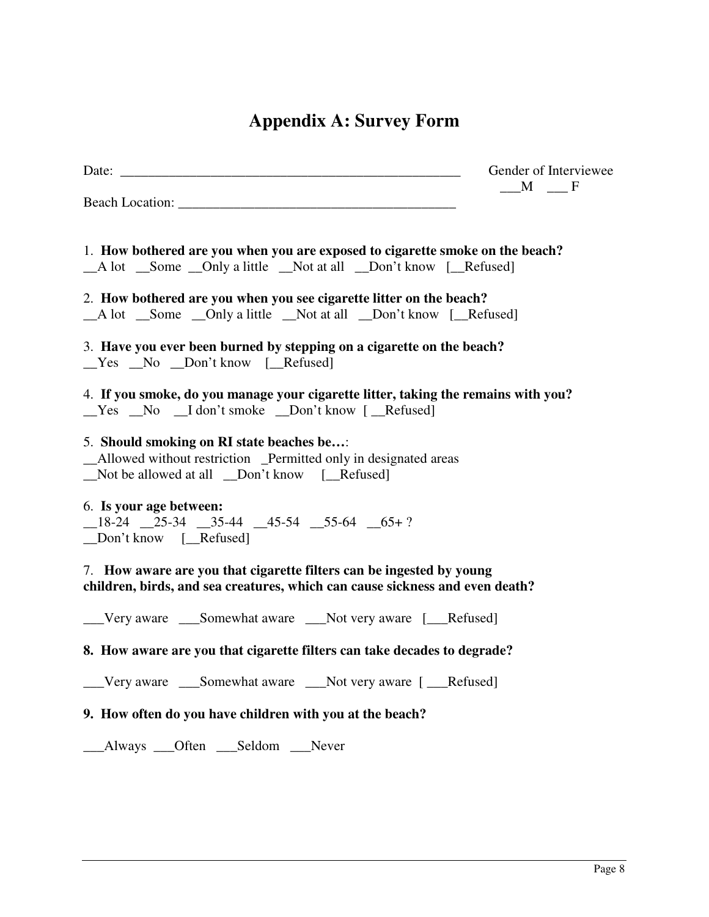# Appendix A: Survey Form

Date: ___________________________________________________ Gender of Interviewee ___M ___ F

Beach Location: ________________________________________

1. **How bothered are you when you are exposed to cigarette smoke on the beach?**
__A lot __Some __Only a little __Not at all __Don't know [__Refused]

2. **How bothered are you when you see cigarette litter on the beach?**
__A lot __Some __Only a little __Not at all __Don't know [__Refused]

3. **Have you ever been burned by stepping on a cigarette on the beach?**
__Yes __No __Don't know [__Refused]

4. **If you smoke, do you manage your cigarette litter, taking the remains with you?**
__Yes __No __I don't smoke __Don't know [ __Refused]

5. **Should smoking on RI state beaches be…**:
__Allowed without restriction _Permitted only in designated areas
__Not be allowed at all __Don't know [__Refused]

6. **Is your age between:**
__18-24 __25-34 __35-44 __45-54 __55-64 __65+ ?
__Don't know [__Refused]

7. **How aware are you that cigarette filters can be ingested by young children, birds, and sea creatures, which can cause sickness and even death?**

___Very aware ___Somewhat aware ___Not very aware [___Refused]

**8. How aware are you that cigarette filters can take decades to degrade?**

___Very aware ___Somewhat aware ___Not very aware [ ___Refused]

**9. How often do you have children with you at the beach?**

___Always ___Often ___Seldom ___Never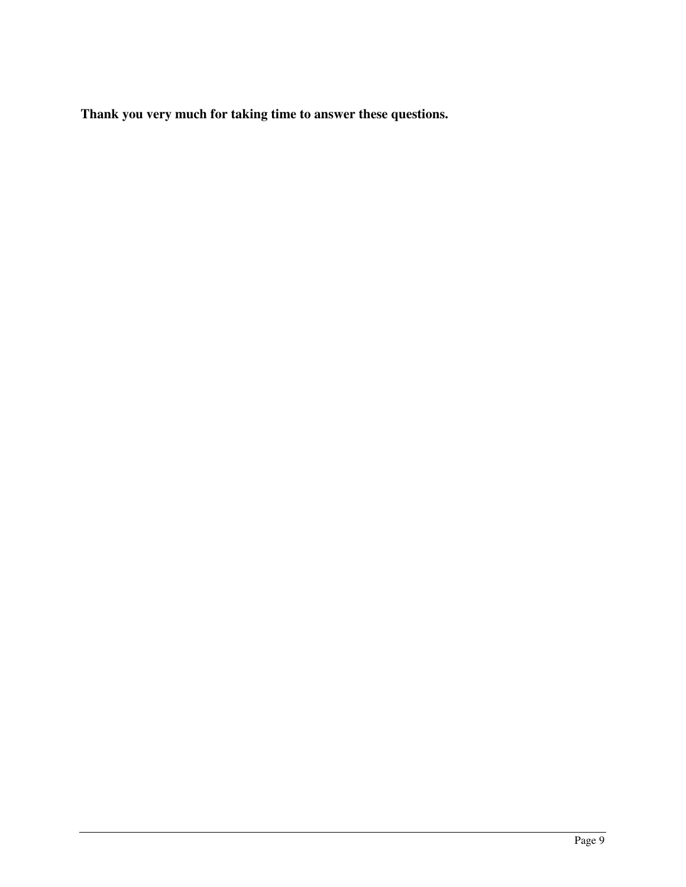**Thank you very much for taking time to answer these questions.**